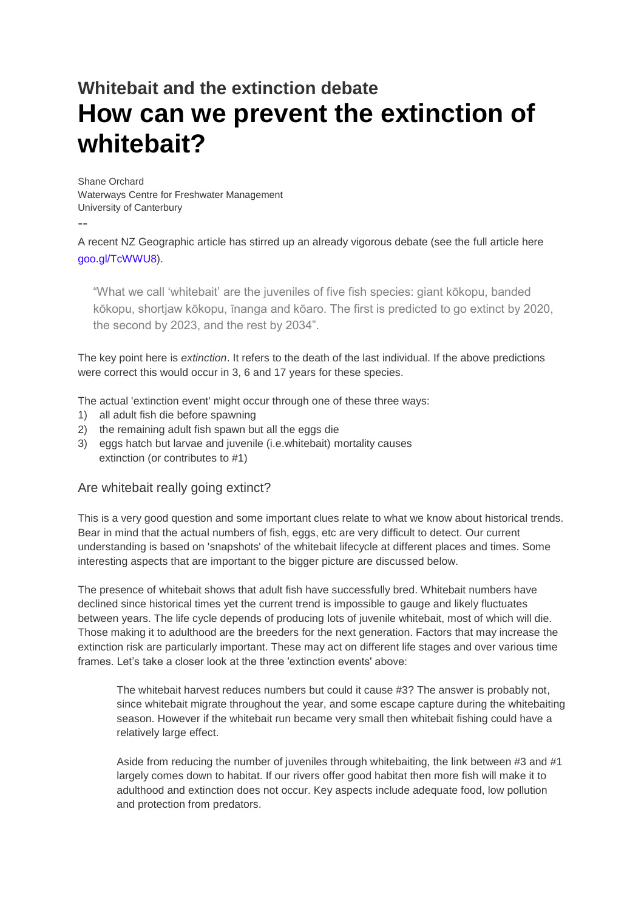## Whitebait and the extinction debate

# How can we prevent the extinction of whitebait?

Shane Orchard
Waterways Centre for Freshwater Management
University of Canterbury

--

A recent NZ Geographic article has stirred up an already vigorous debate (see the full article here goo.gl/TcWWU8).

> "What we call 'whitebait' are the juveniles of five fish species: giant kōkopu, banded kōkopu, shortjaw kōkopu, īnanga and kōaro. The first is predicted to go extinct by 2020, the second by 2023, and the rest by 2034".

The key point here is *extinction*. It refers to the death of the last individual. If the above predictions were correct this would occur in 3, 6 and 17 years for these species.

The actual 'extinction event' might occur through one of these three ways:

1) all adult fish die before spawning
2) the remaining adult fish spawn but all the eggs die
3) eggs hatch but larvae and juvenile (i.e.whitebait) mortality causes extinction (or contributes to #1)

### Are whitebait really going extinct?

This is a very good question and some important clues relate to what we know about historical trends. Bear in mind that the actual numbers of fish, eggs, etc are very difficult to detect. Our current understanding is based on 'snapshots' of the whitebait lifecycle at different places and times. Some interesting aspects that are important to the bigger picture are discussed below.

The presence of whitebait shows that adult fish have successfully bred. Whitebait numbers have declined since historical times yet the current trend is impossible to gauge and likely fluctuates between years. The life cycle depends of producing lots of juvenile whitebait, most of which will die. Those making it to adulthood are the breeders for the next generation. Factors that may increase the extinction risk are particularly important. These may act on different life stages and over various time frames. Let's take a closer look at the three 'extinction events' above:

> The whitebait harvest reduces numbers but could it cause #3? The answer is probably not, since whitebait migrate throughout the year, and some escape capture during the whitebaiting season. However if the whitebait run became very small then whitebait fishing could have a relatively large effect.
>
> Aside from reducing the number of juveniles through whitebaiting, the link between #3 and #1 largely comes down to habitat. If our rivers offer good habitat then more fish will make it to adulthood and extinction does not occur. Key aspects include adequate food, low pollution and protection from predators.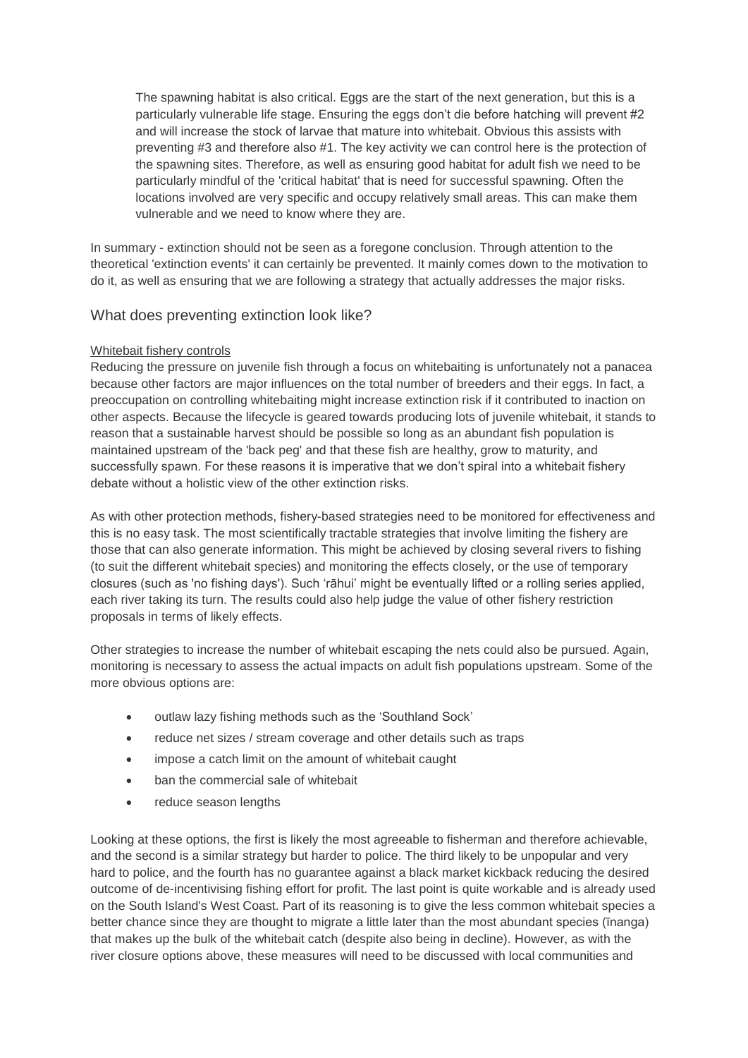The spawning habitat is also critical. Eggs are the start of the next generation, but this is a particularly vulnerable life stage. Ensuring the eggs don't die before hatching will prevent #2 and will increase the stock of larvae that mature into whitebait. Obvious this assists with preventing #3 and therefore also #1. The key activity we can control here is the protection of the spawning sites. Therefore, as well as ensuring good habitat for adult fish we need to be particularly mindful of the 'critical habitat' that is need for successful spawning. Often the locations involved are very specific and occupy relatively small areas. This can make them vulnerable and we need to know where they are.

In summary - extinction should not be seen as a foregone conclusion. Through attention to the theoretical 'extinction events' it can certainly be prevented. It mainly comes down to the motivation to do it, as well as ensuring that we are following a strategy that actually addresses the major risks.

## What does preventing extinction look like?

Whitebait fishery controls

Reducing the pressure on juvenile fish through a focus on whitebaiting is unfortunately not a panacea because other factors are major influences on the total number of breeders and their eggs. In fact, a preoccupation on controlling whitebaiting might increase extinction risk if it contributed to inaction on other aspects. Because the lifecycle is geared towards producing lots of juvenile whitebait, it stands to reason that a sustainable harvest should be possible so long as an abundant fish population is maintained upstream of the 'back peg' and that these fish are healthy, grow to maturity, and successfully spawn. For these reasons it is imperative that we don't spiral into a whitebait fishery debate without a holistic view of the other extinction risks.

As with other protection methods, fishery-based strategies need to be monitored for effectiveness and this is no easy task. The most scientifically tractable strategies that involve limiting the fishery are those that can also generate information. This might be achieved by closing several rivers to fishing (to suit the different whitebait species) and monitoring the effects closely, or the use of temporary closures (such as 'no fishing days'). Such 'rāhui' might be eventually lifted or a rolling series applied, each river taking its turn. The results could also help judge the value of other fishery restriction proposals in terms of likely effects.

Other strategies to increase the number of whitebait escaping the nets could also be pursued. Again, monitoring is necessary to assess the actual impacts on adult fish populations upstream. Some of the more obvious options are:

- outlaw lazy fishing methods such as the 'Southland Sock'
- reduce net sizes / stream coverage and other details such as traps
- impose a catch limit on the amount of whitebait caught
- ban the commercial sale of whitebait
- reduce season lengths

Looking at these options, the first is likely the most agreeable to fisherman and therefore achievable, and the second is a similar strategy but harder to police. The third likely to be unpopular and very hard to police, and the fourth has no guarantee against a black market kickback reducing the desired outcome of de-incentivising fishing effort for profit. The last point is quite workable and is already used on the South Island's West Coast. Part of its reasoning is to give the less common whitebait species a better chance since they are thought to migrate a little later than the most abundant species (īnanga) that makes up the bulk of the whitebait catch (despite also being in decline). However, as with the river closure options above, these measures will need to be discussed with local communities and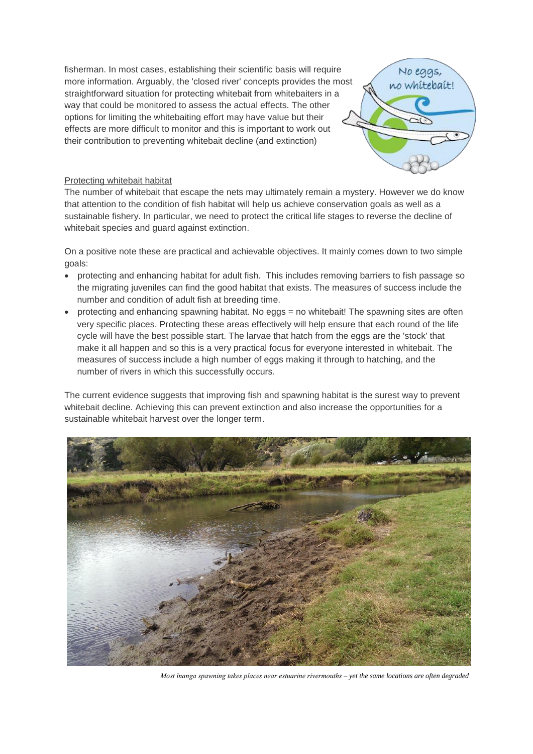fisherman. In most cases, establishing their scientific basis will require more information. Arguably, the 'closed river' concepts provides the most straightforward situation for protecting whitebait from whitebaiters in a way that could be monitored to assess the actual effects. The other options for limiting the whitebaiting effort may have value but their effects are more difficult to monitor and this is important to work out their contribution to preventing whitebait decline (and extinction)

<u>Protecting whitebait habitat</u>

The number of whitebait that escape the nets may ultimately remain a mystery. However we do know that attention to the condition of fish habitat will help us achieve conservation goals as well as a sustainable fishery. In particular, we need to protect the critical life stages to reverse the decline of whitebait species and guard against extinction.

On a positive note these are practical and achievable objectives. It mainly comes down to two simple goals:

- protecting and enhancing habitat for adult fish. This includes removing barriers to fish passage so the migrating juveniles can find the good habitat that exists. The measures of success include the number and condition of adult fish at breeding time.
- protecting and enhancing spawning habitat. No eggs = no whitebait! The spawning sites are often very specific places. Protecting these areas effectively will help ensure that each round of the life cycle will have the best possible start. The larvae that hatch from the eggs are the 'stock' that make it all happen and so this is a very practical focus for everyone interested in whitebait. The measures of success include a high number of eggs making it through to hatching, and the number of rivers in which this successfully occurs.

The current evidence suggests that improving fish and spawning habitat is the surest way to prevent whitebait decline. Achieving this can prevent extinction and also increase the opportunities for a sustainable whitebait harvest over the longer term.

*Most īnanga spawning takes places near estuarine rivermouths – yet the same locations are often degraded*